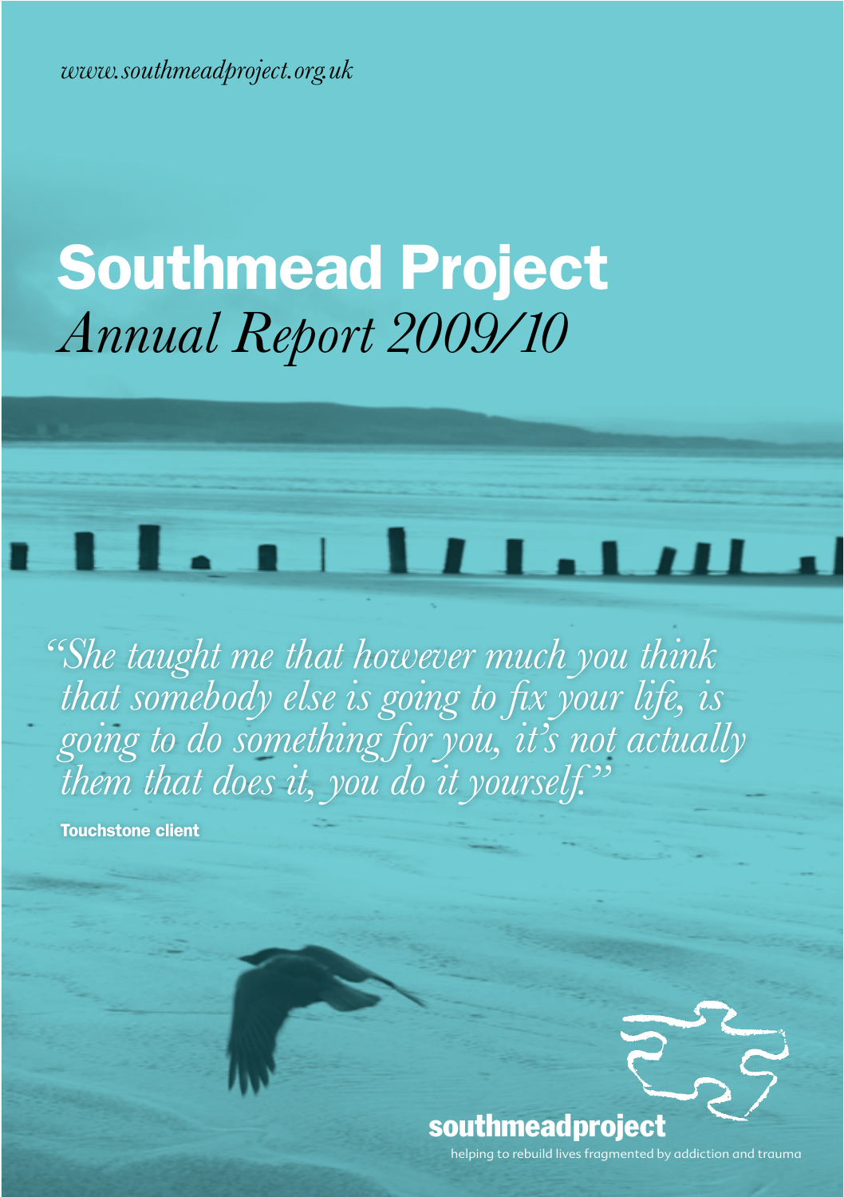*www.southmeadproject.org.uk*

# Southmead Project
*Annual Report 2009/10*

*"She taught me that however much you think that somebody else is going to fix your life, is going to do something for you, it's not actually them that does it, you do it yourself."*

**Touchstone client**

**southmeadproject**

helping to rebuild lives fragmented by addiction and trauma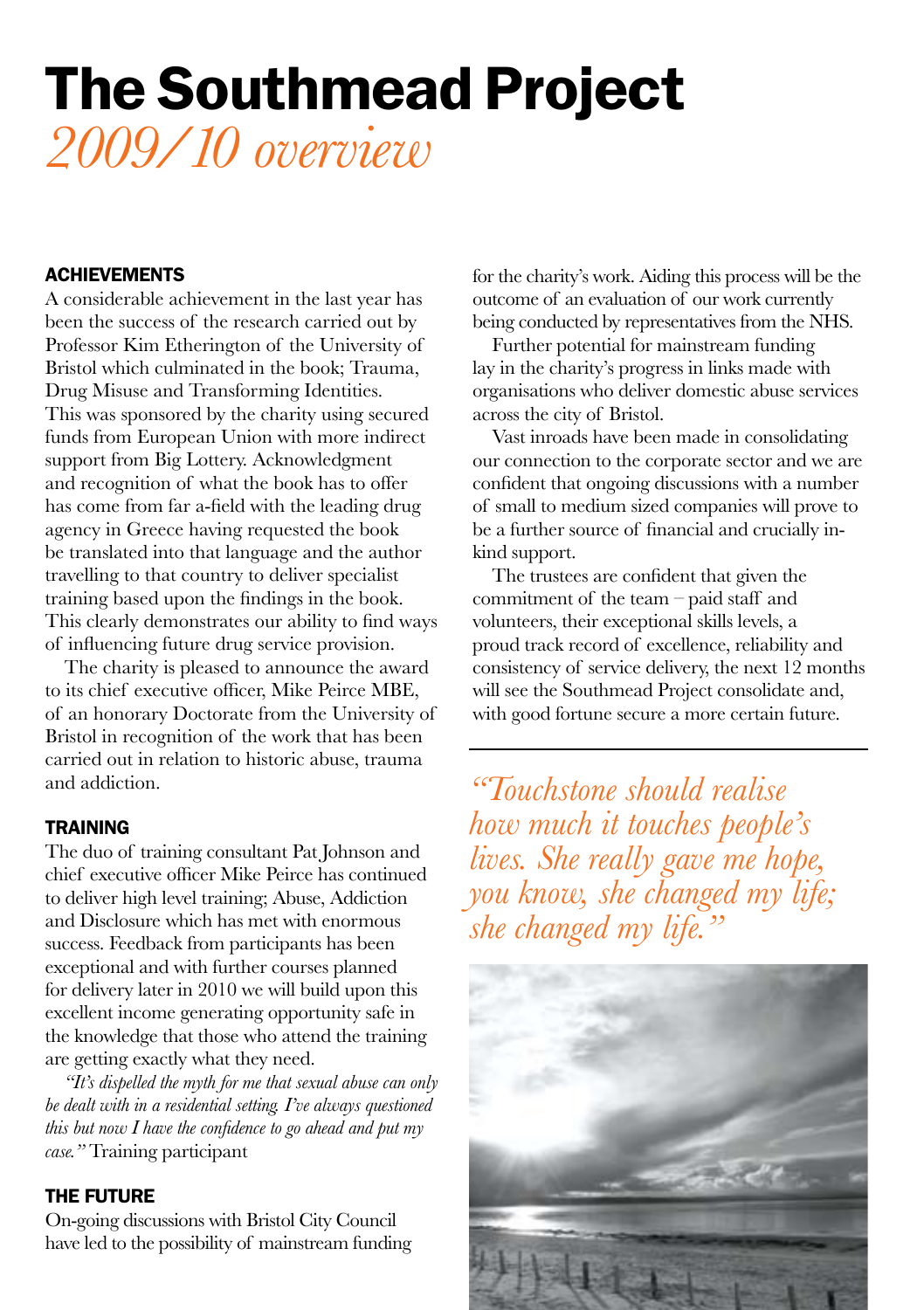# The Southmead Project

*2009/10 overview*

## ACHIEVEMENTS

A considerable achievement in the last year has been the success of the research carried out by Professor Kim Etherington of the University of Bristol which culminated in the book; Trauma, Drug Misuse and Transforming Identities. This was sponsored by the charity using secured funds from European Union with more indirect support from Big Lottery. Acknowledgment and recognition of what the book has to offer has come from far a-field with the leading drug agency in Greece having requested the book be translated into that language and the author travelling to that country to deliver specialist training based upon the findings in the book. This clearly demonstrates our ability to find ways of influencing future drug service provision.

The charity is pleased to announce the award to its chief executive officer, Mike Peirce MBE, of an honorary Doctorate from the University of Bristol in recognition of the work that has been carried out in relation to historic abuse, trauma and addiction.

## TRAINING

The duo of training consultant Pat Johnson and chief executive officer Mike Peirce has continued to deliver high level training; Abuse, Addiction and Disclosure which has met with enormous success. Feedback from participants has been exceptional and with further courses planned for delivery later in 2010 we will build upon this excellent income generating opportunity safe in the knowledge that those who attend the training are getting exactly what they need.

*"It's dispelled the myth for me that sexual abuse can only be dealt with in a residential setting. I've always questioned this but now I have the confidence to go ahead and put my case."* Training participant

## THE FUTURE

On-going discussions with Bristol City Council have led to the possibility of mainstream funding for the charity's work. Aiding this process will be the outcome of an evaluation of our work currently being conducted by representatives from the NHS.

Further potential for mainstream funding lay in the charity's progress in links made with organisations who deliver domestic abuse services across the city of Bristol.

Vast inroads have been made in consolidating our connection to the corporate sector and we are confident that ongoing discussions with a number of small to medium sized companies will prove to be a further source of financial and crucially in-kind support.

The trustees are confident that given the commitment of the team – paid staff and volunteers, their exceptional skills levels, a proud track record of excellence, reliability and consistency of service delivery, the next 12 months will see the Southmead Project consolidate and, with good fortune secure a more certain future.

---

*"Touchstone should realise how much it touches people's lives. She really gave me hope, you know, she changed my life; she changed my life."*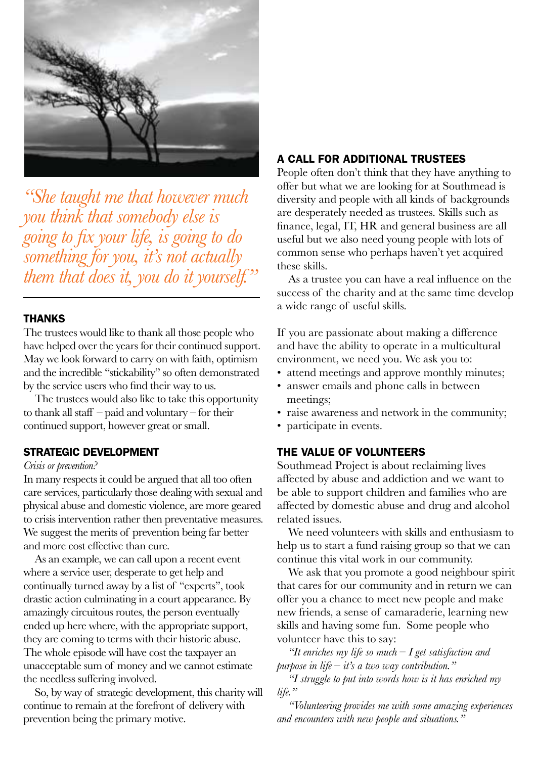*"She taught me that however much you think that somebody else is going to fix your life, is going to do something for you, it's not actually them that does it, you do it yourself."*

## THANKS

The trustees would like to thank all those people who have helped over the years for their continued support. May we look forward to carry on with faith, optimism and the incredible "stickability" so often demonstrated by the service users who find their way to us.

The trustees would also like to take this opportunity to thank all staff – paid and voluntary – for their continued support, however great or small.

## STRATEGIC DEVELOPMENT

*Crisis or prevention?*

In many respects it could be argued that all too often care services, particularly those dealing with sexual and physical abuse and domestic violence, are more geared to crisis intervention rather then preventative measures. We suggest the merits of prevention being far better and more cost effective than cure.

As an example, we can call upon a recent event where a service user, desperate to get help and continually turned away by a list of "experts", took drastic action culminating in a court appearance. By amazingly circuitous routes, the person eventually ended up here where, with the appropriate support, they are coming to terms with their historic abuse. The whole episode will have cost the taxpayer an unacceptable sum of money and we cannot estimate the needless suffering involved.

So, by way of strategic development, this charity will continue to remain at the forefront of delivery with prevention being the primary motive.

## A CALL FOR ADDITIONAL TRUSTEES

People often don't think that they have anything to offer but what we are looking for at Southmead is diversity and people with all kinds of backgrounds are desperately needed as trustees. Skills such as finance, legal, IT, HR and general business are all useful but we also need young people with lots of common sense who perhaps haven't yet acquired these skills.

As a trustee you can have a real influence on the success of the charity and at the same time develop a wide range of useful skills.

If you are passionate about making a difference and have the ability to operate in a multicultural environment, we need you. We ask you to:

- attend meetings and approve monthly minutes;
- answer emails and phone calls in between meetings;
- raise awareness and network in the community;
- participate in events.

## THE VALUE OF VOLUNTEERS

Southmead Project is about reclaiming lives affected by abuse and addiction and we want to be able to support children and families who are affected by domestic abuse and drug and alcohol related issues.

We need volunteers with skills and enthusiasm to help us to start a fund raising group so that we can continue this vital work in our community.

We ask that you promote a good neighbour spirit that cares for our community and in return we can offer you a chance to meet new people and make new friends, a sense of camaraderie, learning new skills and having some fun. Some people who volunteer have this to say:

*"It enriches my life so much – I get satisfaction and purpose in life – it's a two way contribution."*

*"I struggle to put into words how is it has enriched my life."*

*"Volunteering provides me with some amazing experiences and encounters with new people and situations."*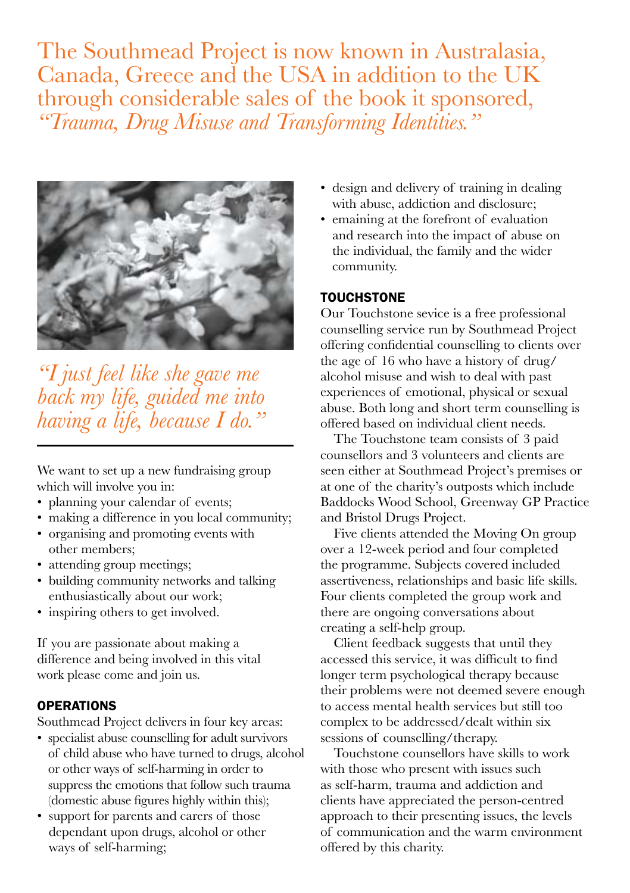The Southmead Project is now known in Australasia, Canada, Greece and the USA in addition to the UK through considerable sales of the book it sponsored, *"Trauma, Drug Misuse and Transforming Identities."*

*"I just feel like she gave me back my life, guided me into having a life, because I do."*

We want to set up a new fundraising group which will involve you in:

- planning your calendar of events;
- making a difference in you local community;
- organising and promoting events with other members;
- attending group meetings;
- building community networks and talking enthusiastically about our work;
- inspiring others to get involved.

If you are passionate about making a difference and being involved in this vital work please come and join us.

## OPERATIONS

Southmead Project delivers in four key areas:

- specialist abuse counselling for adult survivors of child abuse who have turned to drugs, alcohol or other ways of self-harming in order to suppress the emotions that follow such trauma (domestic abuse figures highly within this);
- support for parents and carers of those dependant upon drugs, alcohol or other ways of self-harming;
- design and delivery of training in dealing with abuse, addiction and disclosure;
- emaining at the forefront of evaluation and research into the impact of abuse on the individual, the family and the wider community.

## TOUCHSTONE

Our Touchstone sevice is a free professional counselling service run by Southmead Project offering confidential counselling to clients over the age of 16 who have a history of drug/alcohol misuse and wish to deal with past experiences of emotional, physical or sexual abuse. Both long and short term counselling is offered based on individual client needs.

The Touchstone team consists of 3 paid counsellors and 3 volunteers and clients are seen either at Southmead Project's premises or at one of the charity's outposts which include Baddocks Wood School, Greenway GP Practice and Bristol Drugs Project.

Five clients attended the Moving On group over a 12-week period and four completed the programme. Subjects covered included assertiveness, relationships and basic life skills. Four clients completed the group work and there are ongoing conversations about creating a self-help group.

Client feedback suggests that until they accessed this service, it was difficult to find longer term psychological therapy because their problems were not deemed severe enough to access mental health services but still too complex to be addressed/dealt within six sessions of counselling/therapy.

Touchstone counsellors have skills to work with those who present with issues such as self-harm, trauma and addiction and clients have appreciated the person-centred approach to their presenting issues, the levels of communication and the warm environment offered by this charity.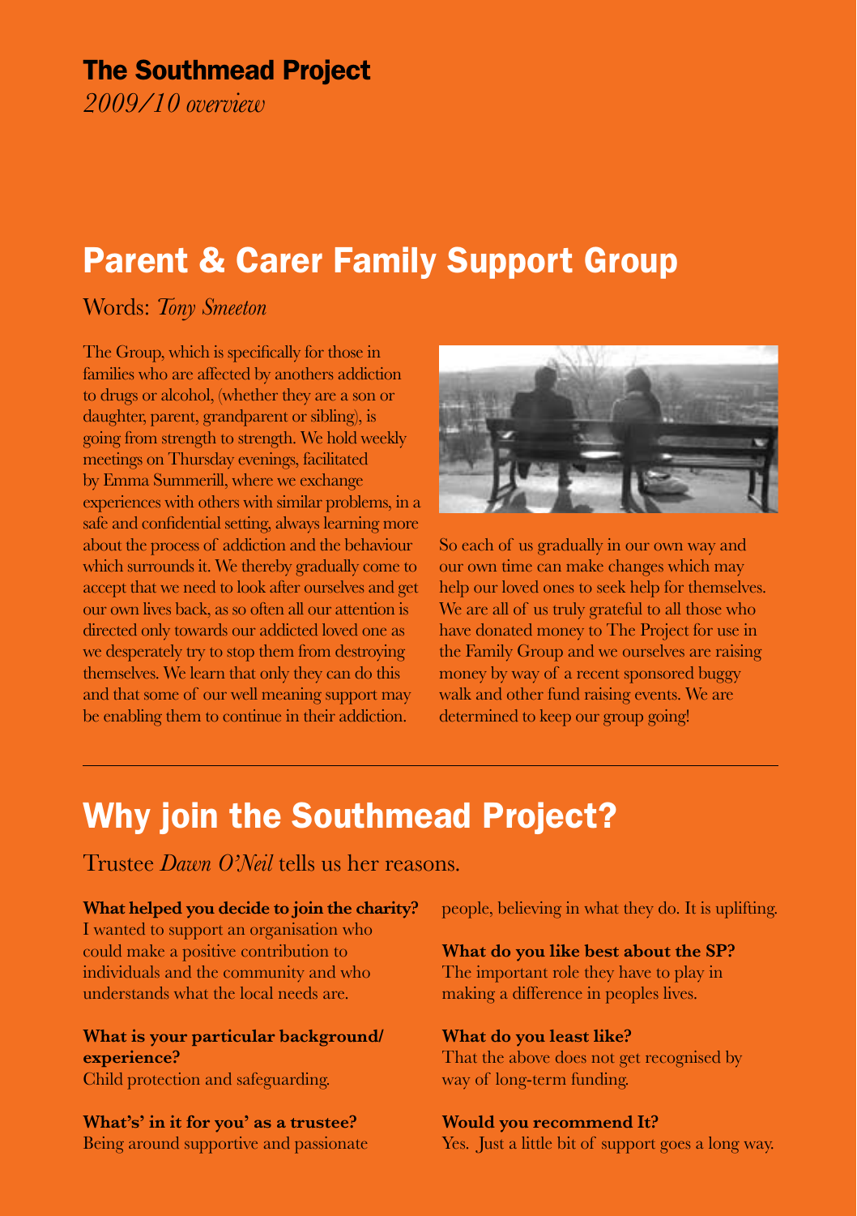**The Southmead Project**
*2009/10 overview*

# Parent & Carer Family Support Group

Words: *Tony Smeeton*

The Group, which is specifically for those in families who are affected by anothers addiction to drugs or alcohol, (whether they are a son or daughter, parent, grandparent or sibling), is going from strength to strength. We hold weekly meetings on Thursday evenings, facilitated by Emma Summerill, where we exchange experiences with others with similar problems, in a safe and confidential setting, always learning more about the process of addiction and the behaviour which surrounds it. We thereby gradually come to accept that we need to look after ourselves and get our own lives back, as so often all our attention is directed only towards our addicted loved one as we desperately try to stop them from destroying themselves. We learn that only they can do this and that some of our well meaning support may be enabling them to continue in their addiction.

So each of us gradually in our own way and our own time can make changes which may help our loved ones to seek help for themselves. We are all of us truly grateful to all those who have donated money to The Project for use in the Family Group and we ourselves are raising money by way of a recent sponsored buggy walk and other fund raising events. We are determined to keep our group going!

---

# Why join the Southmead Project?

Trustee *Dawn O'Neil* tells us her reasons.

**What helped you decide to join the charity?**
I wanted to support an organisation who could make a positive contribution to individuals and the community and who understands what the local needs are.

**What is your particular background/ experience?**
Child protection and safeguarding.

**What's' in it for you' as a trustee?**
Being around supportive and passionate people, believing in what they do. It is uplifting.

**What do you like best about the SP?**
The important role they have to play in making a difference in peoples lives.

**What do you least like?**
That the above does not get recognised by way of long-term funding.

**Would you recommend It?**
Yes. Just a little bit of support goes a long way.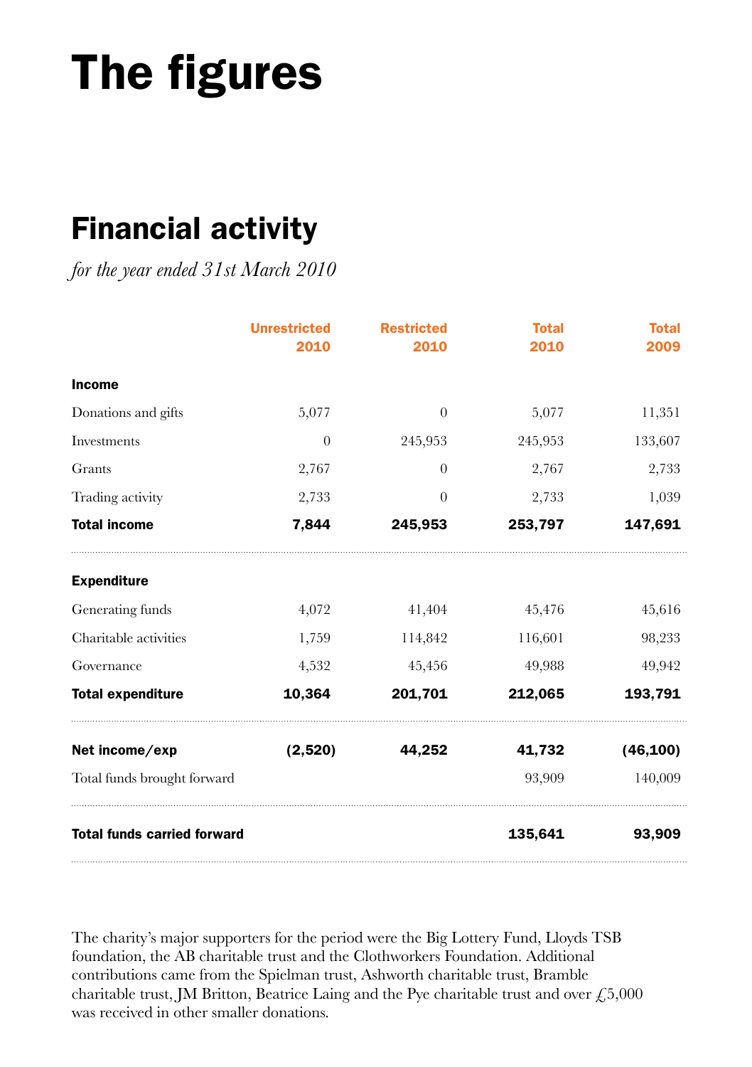# The figures

## Financial activity

*for the year ended 31st March 2010*

| | Unrestricted 2010 | Restricted 2010 | Total 2010 | Total 2009 |
|---|---|---|---|---|
| **Income** | | | | |
| Donations and gifts | 5,077 | 0 | 5,077 | 11,351 |
| Investments | 0 | 245,953 | 245,953 | 133,607 |
| Grants | 2,767 | 0 | 2,767 | 2,733 |
| Trading activity | 2,733 | 0 | 2,733 | 1,039 |
| **Total income** | **7,844** | **245,953** | **253,797** | **147,691** |
| **Expenditure** | | | | |
| Generating funds | 4,072 | 41,404 | 45,476 | 45,616 |
| Charitable activities | 1,759 | 114,842 | 116,601 | 98,233 |
| Governance | 4,532 | 45,456 | 49,988 | 49,942 |
| **Total expenditure** | **10,364** | **201,701** | **212,065** | **193,791** |
| **Net income/exp** | **(2,520)** | **44,252** | **41,732** | **(46,100)** |
| Total funds brought forward | | | 93,909 | 140,009 |
| **Total funds carried forward** | | | **135,641** | **93,909** |

The charity's major supporters for the period were the Big Lottery Fund, Lloyds TSB foundation, the AB charitable trust and the Clothworkers Foundation. Additional contributions came from the Spielman trust, Ashworth charitable trust, Bramble charitable trust, JM Britton, Beatrice Laing and the Pye charitable trust and over £5,000 was received in other smaller donations.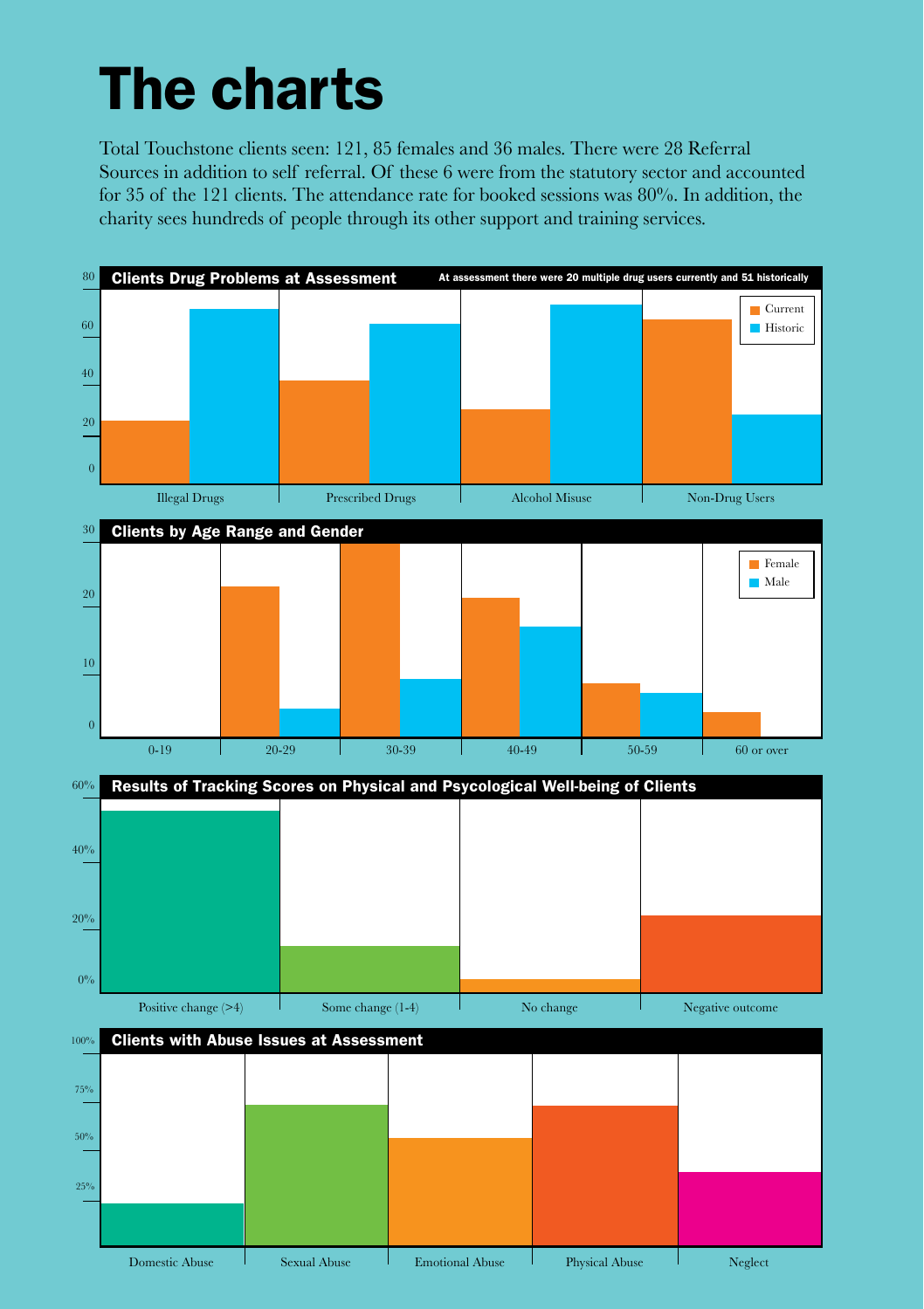# The charts

Total Touchstone clients seen: 121, 85 females and 36 males. There were 28 Referral Sources in addition to self referral. Of these 6 were from the statutory sector and accounted for 35 of the 121 clients. The attendance rate for booked sessions was 80%. In addition, the charity sees hundreds of people through its other support and training services.

**Clients Drug Problems at Assessment**

At assessment there were 20 multiple drug users currently and 51 historically

Current / Historic

Illegal Drugs | Prescribed Drugs | Alcohol Misuse | Non-Drug Users

**Clients by Age Range and Gender**

Female / Male

0-19 | 20-29 | 30-39 | 40-49 | 50-59 | 60 or over

**Results of Tracking Scores on Physical and Psycological Well-being of Clients**

Positive change (>4) | Some change (1-4) | No change | Negative outcome

**Clients with Abuse Issues at Assessment**

Domestic Abuse | Sexual Abuse | Emotional Abuse | Physical Abuse | Neglect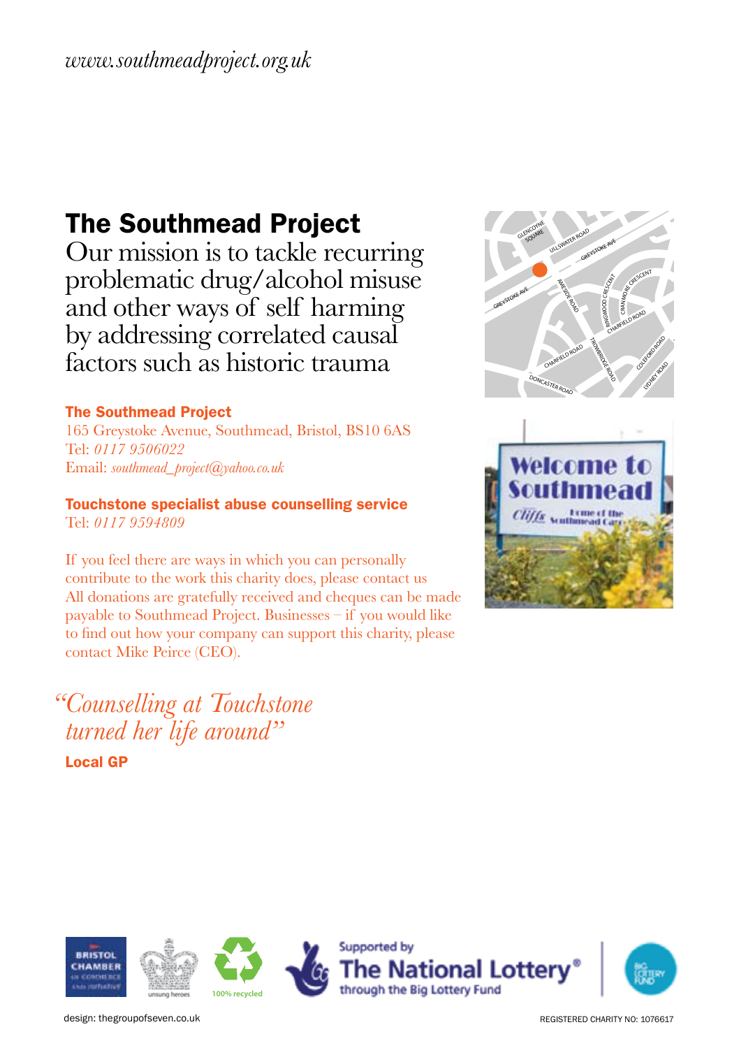*www.southmeadproject.org.uk*

# The Southmead Project

Our mission is to tackle recurring problematic drug/alcohol misuse and other ways of self harming by addressing correlated causal factors such as historic trauma

**The Southmead Project**
165 Greystoke Avenue, Southmead, Bristol, BS10 6AS
Tel: *0117 9506022*
Email: *southmead_project@yahoo.co.uk*

**Touchstone specialist abuse counselling service**
Tel: *0117 9594809*

If you feel there are ways in which you can personally contribute to the work this charity does, please contact us
All donations are gratefully received and cheques can be made payable to Southmead Project. Businesses – if you would like to find out how your company can support this charity, please contact Mike Peirce (CEO).

*"Counselling at Touchstone turned her life around"*
**Local GP**

Supported by The National Lottery® through the Big Lottery Fund

design: thegroupofseven.co.uk

REGISTERED CHARITY NO: 1076617